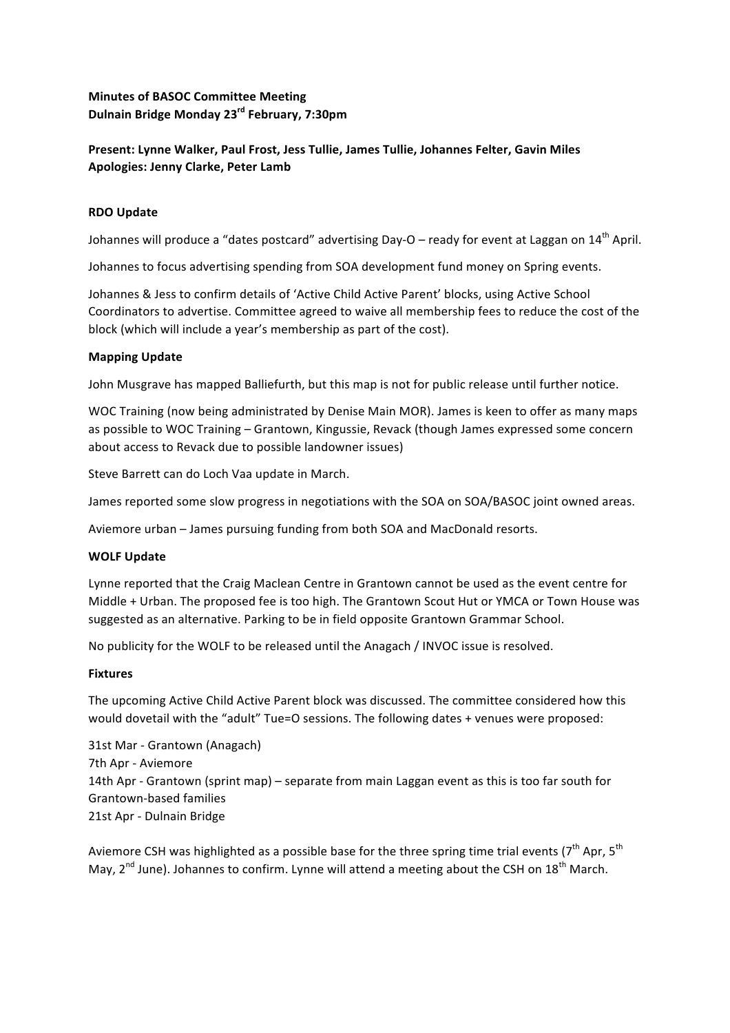**Minutes of BASOC Committee Meeting**
**Dulnain Bridge Monday 23rd February, 7:30pm**

**Present: Lynne Walker, Paul Frost, Jess Tullie, James Tullie, Johannes Felter, Gavin Miles**
**Apologies: Jenny Clarke, Peter Lamb**

**RDO Update**

Johannes will produce a "dates postcard" advertising Day-O – ready for event at Laggan on 14th April.

Johannes to focus advertising spending from SOA development fund money on Spring events.

Johannes & Jess to confirm details of 'Active Child Active Parent' blocks, using Active School Coordinators to advertise. Committee agreed to waive all membership fees to reduce the cost of the block (which will include a year's membership as part of the cost).

**Mapping Update**

John Musgrave has mapped Balliefurth, but this map is not for public release until further notice.

WOC Training (now being administrated by Denise Main MOR). James is keen to offer as many maps as possible to WOC Training – Grantown, Kingussie, Revack (though James expressed some concern about access to Revack due to possible landowner issues)

Steve Barrett can do Loch Vaa update in March.

James reported some slow progress in negotiations with the SOA on SOA/BASOC joint owned areas.

Aviemore urban – James pursuing funding from both SOA and MacDonald resorts.

**WOLF Update**

Lynne reported that the Craig Maclean Centre in Grantown cannot be used as the event centre for Middle + Urban. The proposed fee is too high. The Grantown Scout Hut or YMCA or Town House was suggested as an alternative. Parking to be in field opposite Grantown Grammar School.

No publicity for the WOLF to be released until the Anagach / INVOC issue is resolved.

**Fixtures**

The upcoming Active Child Active Parent block was discussed. The committee considered how this would dovetail with the "adult" Tue=O sessions. The following dates + venues were proposed:

31st Mar - Grantown (Anagach)
7th Apr - Aviemore
14th Apr - Grantown (sprint map) – separate from main Laggan event as this is too far south for Grantown-based families
21st Apr - Dulnain Bridge

Aviemore CSH was highlighted as a possible base for the three spring time trial events (7th Apr, 5th May, 2nd June). Johannes to confirm. Lynne will attend a meeting about the CSH on 18th March.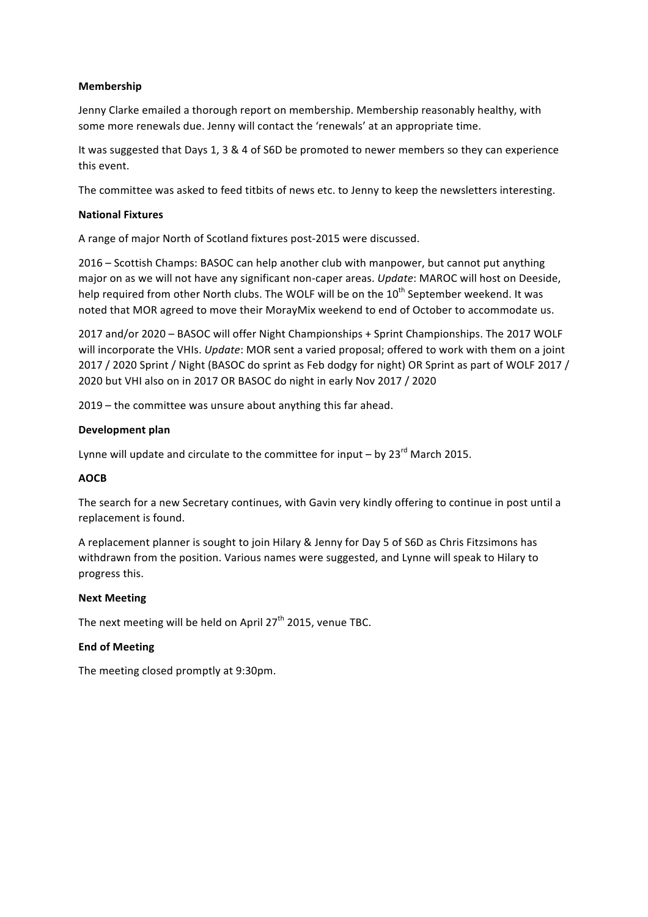**Membership**

Jenny Clarke emailed a thorough report on membership. Membership reasonably healthy, with some more renewals due. Jenny will contact the 'renewals' at an appropriate time.

It was suggested that Days 1, 3 & 4 of S6D be promoted to newer members so they can experience this event.

The committee was asked to feed titbits of news etc. to Jenny to keep the newsletters interesting.

**National Fixtures**

A range of major North of Scotland fixtures post-2015 were discussed.

2016 – Scottish Champs: BASOC can help another club with manpower, but cannot put anything major on as we will not have any significant non-caper areas. *Update*: MAROC will host on Deeside, help required from other North clubs. The WOLF will be on the 10th September weekend. It was noted that MOR agreed to move their MorayMix weekend to end of October to accommodate us.

2017 and/or 2020 – BASOC will offer Night Championships + Sprint Championships. The 2017 WOLF will incorporate the VHIs. *Update*: MOR sent a varied proposal; offered to work with them on a joint 2017 / 2020 Sprint / Night (BASOC do sprint as Feb dodgy for night) OR Sprint as part of WOLF 2017 / 2020 but VHI also on in 2017 OR BASOC do night in early Nov 2017 / 2020

2019 – the committee was unsure about anything this far ahead.

**Development plan**

Lynne will update and circulate to the committee for input – by 23rd March 2015.

**AOCB**

The search for a new Secretary continues, with Gavin very kindly offering to continue in post until a replacement is found.

A replacement planner is sought to join Hilary & Jenny for Day 5 of S6D as Chris Fitzsimons has withdrawn from the position. Various names were suggested, and Lynne will speak to Hilary to progress this.

**Next Meeting**

The next meeting will be held on April 27th 2015, venue TBC.

**End of Meeting**

The meeting closed promptly at 9:30pm.